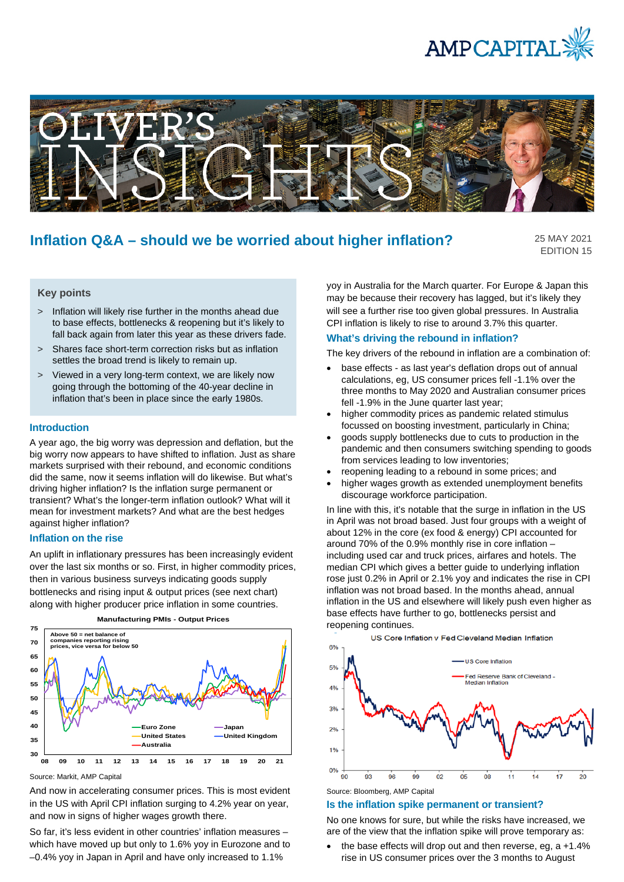# Inflation Q&A – should we be worried about higher inflation?

25 MAY 2021
EDITION 15

## Key points

> Inflation will likely rise further in the months ahead due to base effects, bottlenecks & reopening but it's likely to fall back again from later this year as these drivers fade.

> Shares face short-term correction risks but as inflation settles the broad trend is likely to remain up.

> Viewed in a very long-term context, we are likely now going through the bottoming of the 40-year decline in inflation that's been in place since the early 1980s.

## Introduction

A year ago, the big worry was depression and deflation, but the big worry now appears to have shifted to inflation. Just as share markets surprised with their rebound, and economic conditions did the same, now it seems inflation will do likewise. But what's driving higher inflation? Is the inflation surge permanent or transient? What's the longer-term inflation outlook? What will it mean for investment markets? And what are the best hedges against higher inflation?

## Inflation on the rise

An uplift in inflationary pressures has been increasingly evident over the last six months or so. First, in higher commodity prices, then in various business surveys indicating goods supply bottlenecks and rising input & output prices (see next chart) along with higher producer price inflation in some countries.

Manufacturing PMIs - Output Prices

Source: Markit, AMP Capital

And now in accelerating consumer prices. This is most evident in the US with April CPI inflation surging to 4.2% year on year, and now in signs of higher wages growth there.

So far, it's less evident in other countries' inflation measures – which have moved up but only to 1.6% yoy in Eurozone and to –0.4% yoy in Japan in April and have only increased to 1.1% yoy in Australia for the March quarter. For Europe & Japan this may be because their recovery has lagged, but it's likely they will see a further rise too given global pressures. In Australia CPI inflation is likely to rise to around 3.7% this quarter.

## What's driving the rebound in inflation?

The key drivers of the rebound in inflation are a combination of:

- base effects - as last year's deflation drops out of annual calculations, eg, US consumer prices fell -1.1% over the three months to May 2020 and Australian consumer prices fell -1.9% in the June quarter last year;
- higher commodity prices as pandemic related stimulus focussed on boosting investment, particularly in China;
- goods supply bottlenecks due to cuts to production in the pandemic and then consumers switching spending to goods from services leading to low inventories;
- reopening leading to a rebound in some prices; and
- higher wages growth as extended unemployment benefits discourage workforce participation.

In line with this, it's notable that the surge in inflation in the US in April was not broad based. Just four groups with a weight of about 12% in the core (ex food & energy) CPI accounted for around 70% of the 0.9% monthly rise in core inflation – including used car and truck prices, airfares and hotels. The median CPI which gives a better guide to underlying inflation rose just 0.2% in April or 2.1% yoy and indicates the rise in CPI inflation was not broad based. In the months ahead, annual inflation in the US and elsewhere will likely push even higher as base effects have further to go, bottlenecks persist and reopening continues.

US Core Inflation v Fed Cleveland Median Inflation

Source: Bloomberg, AMP Capital

## Is the inflation spike permanent or transient?

No one knows for sure, but while the risks have increased, we are of the view that the inflation spike will prove temporary as:

- the base effects will drop out and then reverse, eg, a +1.4% rise in US consumer prices over the 3 months to August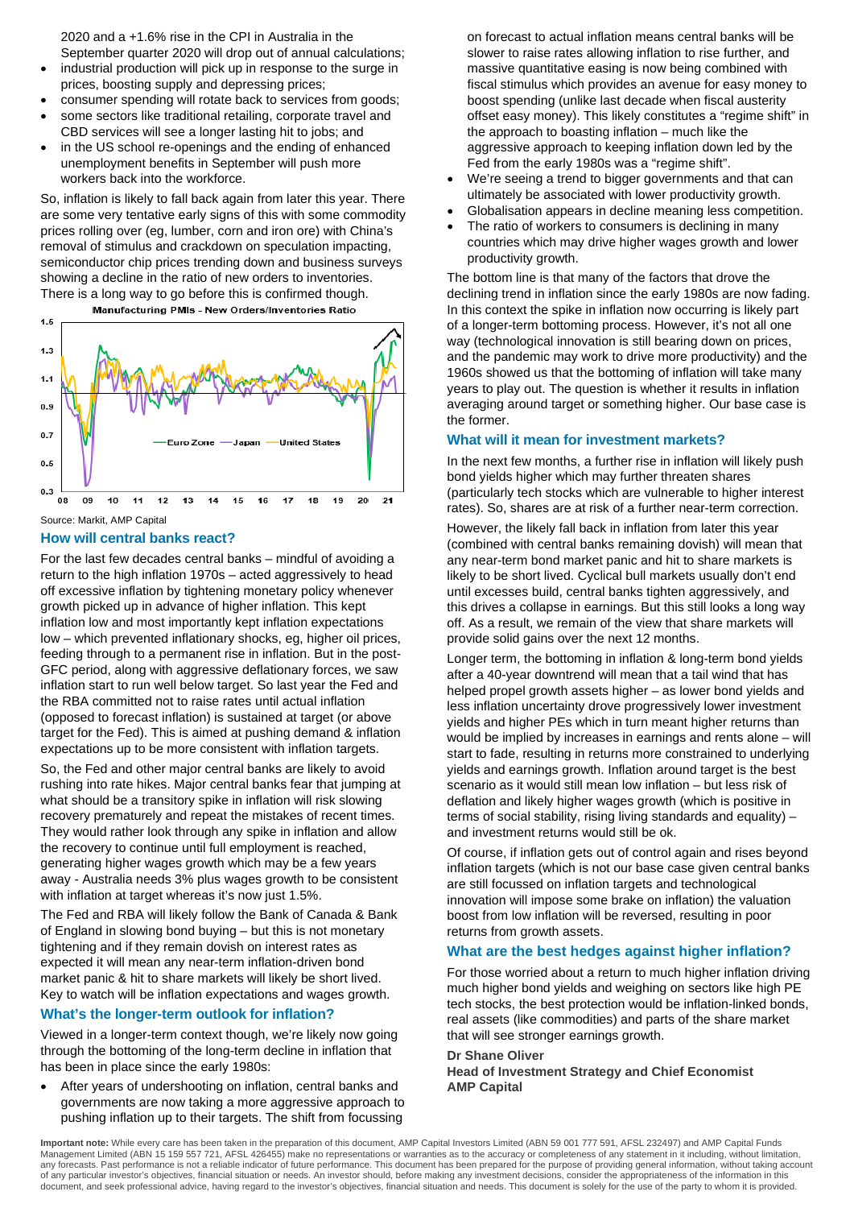2020 and a +1.6% rise in the CPI in Australia in the September quarter 2020 will drop out of annual calculations;

- industrial production will pick up in response to the surge in prices, boosting supply and depressing prices;
- consumer spending will rotate back to services from goods;
- some sectors like traditional retailing, corporate travel and CBD services will see a longer lasting hit to jobs; and
- in the US school re-openings and the ending of enhanced unemployment benefits in September will push more workers back into the workforce.

So, inflation is likely to fall back again from later this year. There are some very tentative early signs of this with some commodity prices rolling over (eg, lumber, corn and iron ore) with China's removal of stimulus and crackdown on speculation impacting, semiconductor chip prices trending down and business surveys showing a decline in the ratio of new orders to inventories. There is a long way to go before this is confirmed though.

Manufacturing PMIs - New Orders/Inventories Ratio

1.5
1.3
1.1
0.9
0.7
0.5
0.3

08 09 10 11 12 13 14 15 16 17 18 19 20 21

Euro Zone — Japan — United States

Source: Markit, AMP Capital

### How will central banks react?

For the last few decades central banks – mindful of avoiding a return to the high inflation 1970s – acted aggressively to head off excessive inflation by tightening monetary policy whenever growth picked up in advance of higher inflation. This kept inflation low and most importantly kept inflation expectations low – which prevented inflationary shocks, eg, higher oil prices, feeding through to a permanent rise in inflation. But in the post-GFC period, along with aggressive deflationary forces, we saw inflation start to run well below target. So last year the Fed and the RBA committed not to raise rates until actual inflation (opposed to forecast inflation) is sustained at target (or above target for the Fed). This is aimed at pushing demand & inflation expectations up to be more consistent with inflation targets.

So, the Fed and other major central banks are likely to avoid rushing into rate hikes. Major central banks fear that jumping at what should be a transitory spike in inflation will risk slowing recovery prematurely and repeat the mistakes of recent times. They would rather look through any spike in inflation and allow the recovery to continue until full employment is reached, generating higher wages growth which may be a few years away - Australia needs 3% plus wages growth to be consistent with inflation at target whereas it's now just 1.5%.

The Fed and RBA will likely follow the Bank of Canada & Bank of England in slowing bond buying – but this is not monetary tightening and if they remain dovish on interest rates as expected it will mean any near-term inflation-driven bond market panic & hit to share markets will likely be short lived. Key to watch will be inflation expectations and wages growth.

### What's the longer-term outlook for inflation?

Viewed in a longer-term context though, we're likely now going through the bottoming of the long-term decline in inflation that has been in place since the early 1980s:

- After years of undershooting on inflation, central banks and governments are now taking a more aggressive approach to pushing inflation up to their targets. The shift from focussing on forecast to actual inflation means central banks will be slower to raise rates allowing inflation to rise further, and massive quantitative easing is now being combined with fiscal stimulus which provides an avenue for easy money to boost spending (unlike last decade when fiscal austerity offset easy money). This likely constitutes a "regime shift" in the approach to boasting inflation – much like the aggressive approach to keeping inflation down led by the Fed from the early 1980s was a "regime shift".
- We're seeing a trend to bigger governments and that can ultimately be associated with lower productivity growth.
- Globalisation appears in decline meaning less competition.
- The ratio of workers to consumers is declining in many countries which may drive higher wages growth and lower productivity growth.

The bottom line is that many of the factors that drove the declining trend in inflation since the early 1980s are now fading. In this context the spike in inflation now occurring is likely part of a longer-term bottoming process. However, it's not all one way (technological innovation is still bearing down on prices, and the pandemic may work to drive more productivity) and the 1960s showed us that the bottoming of inflation will take many years to play out. The question is whether it results in inflation averaging around target or something higher. Our base case is the former.

### What will it mean for investment markets?

In the next few months, a further rise in inflation will likely push bond yields higher which may further threaten shares (particularly tech stocks which are vulnerable to higher interest rates). So, shares are at risk of a further near-term correction.

However, the likely fall back in inflation from later this year (combined with central banks remaining dovish) will mean that any near-term bond market panic and hit to share markets is likely to be short lived. Cyclical bull markets usually don't end until excesses build, central banks tighten aggressively, and this drives a collapse in earnings. But this still looks a long way off. As a result, we remain of the view that share markets will provide solid gains over the next 12 months.

Longer term, the bottoming in inflation & long-term bond yields after a 40-year downtrend will mean that a tail wind that has helped propel growth assets higher – as lower bond yields and less inflation uncertainty drove progressively lower investment yields and higher PEs which in turn meant higher returns than would be implied by increases in earnings and rents alone – will start to fade, resulting in returns more constrained to underlying yields and earnings growth. Inflation around target is the best scenario as it would still mean low inflation – but less risk of deflation and likely higher wages growth (which is positive in terms of social stability, rising living standards and equality) – and investment returns would still be ok.

Of course, if inflation gets out of control again and rises beyond inflation targets (which is not our base case given central banks are still focussed on inflation targets and technological innovation will impose some brake on inflation) the valuation boost from low inflation will be reversed, resulting in poor returns from growth assets.

### What are the best hedges against higher inflation?

For those worried about a return to much higher inflation driving much higher bond yields and weighing on sectors like high PE tech stocks, the best protection would be inflation-linked bonds, real assets (like commodities) and parts of the share market that will see stronger earnings growth.

**Dr Shane Oliver**
**Head of Investment Strategy and Chief Economist**
**AMP Capital**

**Important note:** While every care has been taken in the preparation of this document, AMP Capital Investors Limited (ABN 59 001 777 591, AFSL 232497) and AMP Capital Funds Management Limited (ABN 15 159 557 721, AFSL 426455) make no representations or warranties as to the accuracy or completeness of any statement in it including, without limitation, any forecasts. Past performance is not a reliable indicator of future performance. This document has been prepared for the purpose of providing general information, without taking account of any particular investor's objectives, financial situation or needs. An investor should, before making any investment decisions, consider the appropriateness of the information in this document, and seek professional advice, having regard to the investor's objectives, financial situation and needs. This document is solely for the use of the party to whom it is provided.